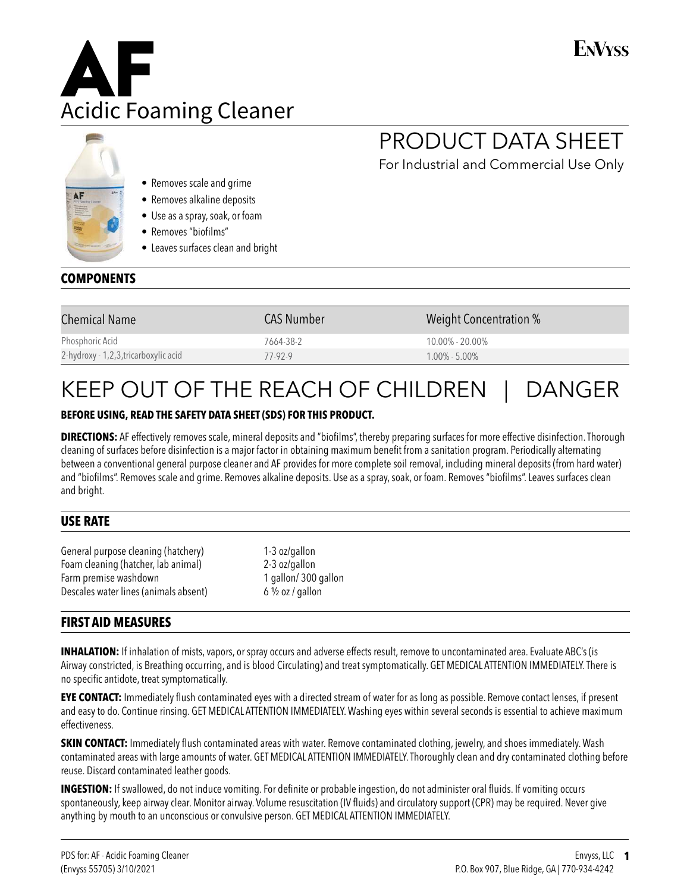# AF

## Acidic Foaming Cleaner

ENVYSS

# PRODUCT DATA SHEET

For Industrial and Commercial Use Only

- Removes scale and grime
- Removes alkaline deposits
- Use as a spray, soak, or foam
- Removes "biofilms"
- Leaves surfaces clean and bright

## COMPONENTS

| Chemical Name | CAS Number | Weight Concentration % |
| --- | --- | --- |
| Phosphoric Acid | 7664-38-2 | 10.00% - 20.00% |
| 2-hydroxy - 1,2,3,tricarboxylic acid | 77-92-9 | 1.00% - 5.00% |

# KEEP OUT OF THE REACH OF CHILDREN | DANGER

**BEFORE USING, READ THE SAFETY DATA SHEET (SDS) FOR THIS PRODUCT.**

**DIRECTIONS:** AF effectively removes scale, mineral deposits and "biofilms", thereby preparing surfaces for more effective disinfection. Thorough cleaning of surfaces before disinfection is a major factor in obtaining maximum benefit from a sanitation program. Periodically alternating between a conventional general purpose cleaner and AF provides for more complete soil removal, including mineral deposits (from hard water) and "biofilms". Removes scale and grime. Removes alkaline deposits. Use as a spray, soak, or foam. Removes "biofilms". Leaves surfaces clean and bright.

## USE RATE

| | |
| --- | --- |
| General purpose cleaning (hatchery) | 1-3 oz/gallon |
| Foam cleaning (hatcher, lab animal) | 2-3 oz/gallon |
| Farm premise washdown | 1 gallon/ 300 gallon |
| Descales water lines (animals absent) | 6 ½ oz / gallon |

## FIRST AID MEASURES

**INHALATION:** If inhalation of mists, vapors, or spray occurs and adverse effects result, remove to uncontaminated area. Evaluate ABC's (is Airway constricted, is Breathing occurring, and is blood Circulating) and treat symptomatically. GET MEDICAL ATTENTION IMMEDIATELY. There is no specific antidote, treat symptomatically.

**EYE CONTACT:** Immediately flush contaminated eyes with a directed stream of water for as long as possible. Remove contact lenses, if present and easy to do. Continue rinsing. GET MEDICAL ATTENTION IMMEDIATELY. Washing eyes within several seconds is essential to achieve maximum effectiveness.

**SKIN CONTACT:** Immediately flush contaminated areas with water. Remove contaminated clothing, jewelry, and shoes immediately. Wash contaminated areas with large amounts of water. GET MEDICAL ATTENTION IMMEDIATELY. Thoroughly clean and dry contaminated clothing before reuse. Discard contaminated leather goods.

**INGESTION:** If swallowed, do not induce vomiting. For definite or probable ingestion, do not administer oral fluids. If vomiting occurs spontaneously, keep airway clear. Monitor airway. Volume resuscitation (IV fluids) and circulatory support (CPR) may be required. Never give anything by mouth to an unconscious or convulsive person. GET MEDICAL ATTENTION IMMEDIATELY.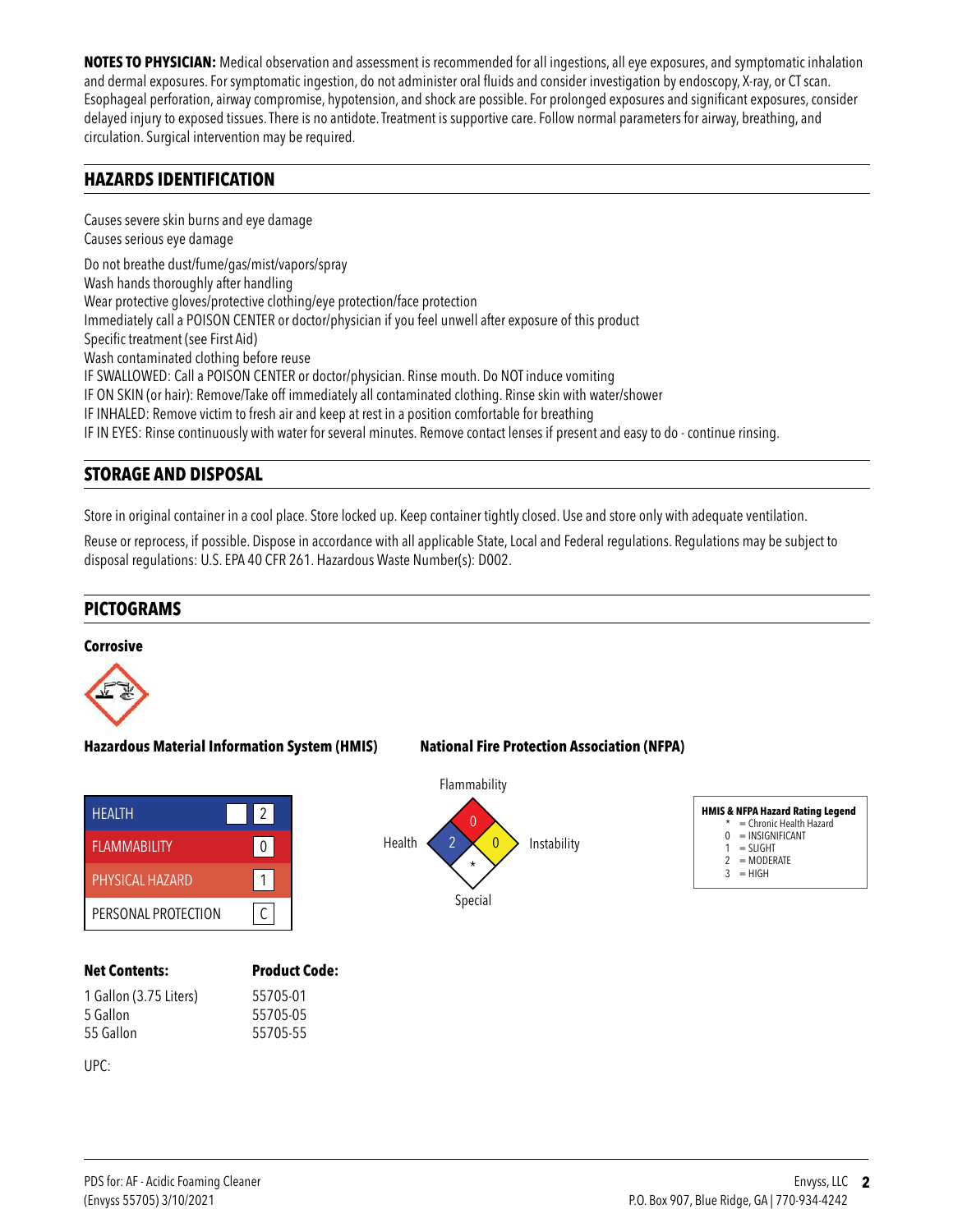**NOTES TO PHYSICIAN:** Medical observation and assessment is recommended for all ingestions, all eye exposures, and symptomatic inhalation and dermal exposures. For symptomatic ingestion, do not administer oral fluids and consider investigation by endoscopy, X-ray, or CT scan. Esophageal perforation, airway compromise, hypotension, and shock are possible. For prolonged exposures and significant exposures, consider delayed injury to exposed tissues. There is no antidote. Treatment is supportive care. Follow normal parameters for airway, breathing, and circulation. Surgical intervention may be required.

## HAZARDS IDENTIFICATION

Causes severe skin burns and eye damage
Causes serious eye damage

Do not breathe dust/fume/gas/mist/vapors/spray
Wash hands thoroughly after handling
Wear protective gloves/protective clothing/eye protection/face protection
Immediately call a POISON CENTER or doctor/physician if you feel unwell after exposure of this product
Specific treatment (see First Aid)
Wash contaminated clothing before reuse
IF SWALLOWED: Call a POISON CENTER or doctor/physician. Rinse mouth. Do NOT induce vomiting
IF ON SKIN (or hair): Remove/Take off immediately all contaminated clothing. Rinse skin with water/shower
IF INHALED: Remove victim to fresh air and keep at rest in a position comfortable for breathing
IF IN EYES: Rinse continuously with water for several minutes. Remove contact lenses if present and easy to do - continue rinsing.

## STORAGE AND DISPOSAL

Store in original container in a cool place. Store locked up. Keep container tightly closed. Use and store only with adequate ventilation.

Reuse or reprocess, if possible. Dispose in accordance with all applicable State, Local and Federal regulations. Regulations may be subject to disposal regulations: U.S. EPA 40 CFR 261. Hazardous Waste Number(s): D002.

## PICTOGRAMS

**Corrosive**

**Hazardous Material Information System (HMIS)**

| | | |
|---|---|---|
| HEALTH | | 2 |
| FLAMMABILITY | | 0 |
| PHYSICAL HAZARD | | 1 |
| PERSONAL PROTECTION | | C |

**National Fire Protection Association (NFPA)**

Flammability 0
Health 2
Instability 0
Special *

**HMIS & NFPA Hazard Rating Legend**
\* = Chronic Health Hazard
0 = INSIGNIFICANT
1 = SLIGHT
2 = MODERATE
3 = HIGH

| Net Contents: | Product Code: |
|---|---|
| 1 Gallon (3.75 Liters) | 55705-01 |
| 5 Gallon | 55705-05 |
| 55 Gallon | 55705-55 |

UPC:

PDS for: AF - Acidic Foaming Cleaner
(Envyss 55705) 3/10/2021

Envyss, LLC
P.O. Box 907, Blue Ridge, GA | 770-934-4242